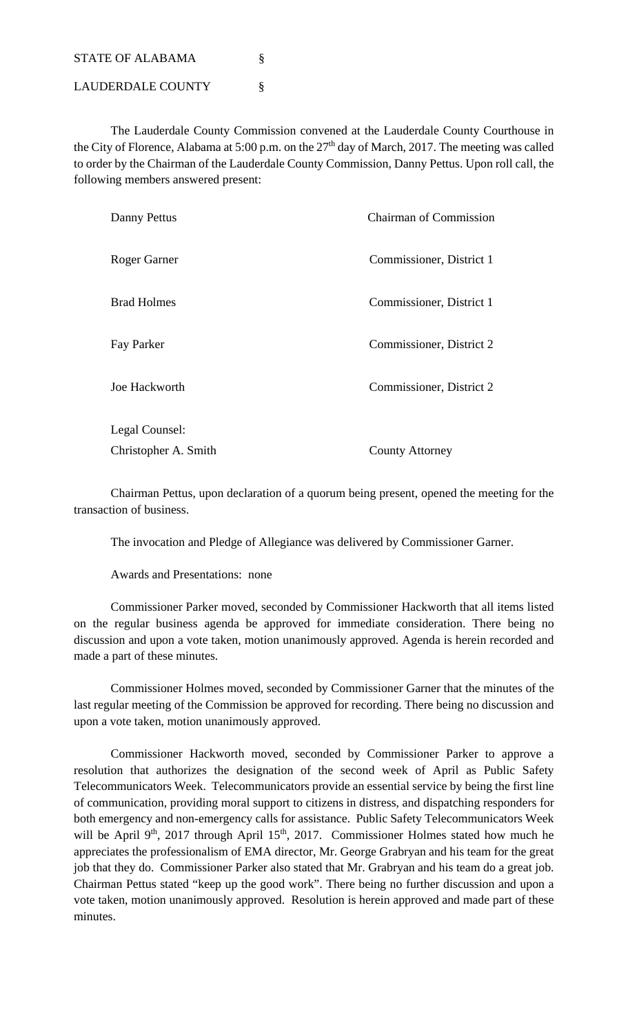STATE OF ALABAMA §

LAUDERDALE COUNTY §

The Lauderdale County Commission convened at the Lauderdale County Courthouse in the City of Florence, Alabama at 5:00 p.m. on the 27th day of March, 2017. The meeting was called to order by the Chairman of the Lauderdale County Commission, Danny Pettus. Upon roll call, the following members answered present:

| | |
|---|---|
| Danny Pettus | Chairman of Commission |
| Roger Garner | Commissioner, District 1 |
| Brad Holmes | Commissioner, District 1 |
| Fay Parker | Commissioner, District 2 |
| Joe Hackworth | Commissioner, District 2 |
| Legal Counsel: | |
| Christopher A. Smith | County Attorney |

Chairman Pettus, upon declaration of a quorum being present, opened the meeting for the transaction of business.

The invocation and Pledge of Allegiance was delivered by Commissioner Garner.

Awards and Presentations: none

Commissioner Parker moved, seconded by Commissioner Hackworth that all items listed on the regular business agenda be approved for immediate consideration. There being no discussion and upon a vote taken, motion unanimously approved. Agenda is herein recorded and made a part of these minutes.

Commissioner Holmes moved, seconded by Commissioner Garner that the minutes of the last regular meeting of the Commission be approved for recording. There being no discussion and upon a vote taken, motion unanimously approved.

Commissioner Hackworth moved, seconded by Commissioner Parker to approve a resolution that authorizes the designation of the second week of April as Public Safety Telecommunicators Week. Telecommunicators provide an essential service by being the first line of communication, providing moral support to citizens in distress, and dispatching responders for both emergency and non-emergency calls for assistance. Public Safety Telecommunicators Week will be April 9th, 2017 through April 15th, 2017. Commissioner Holmes stated how much he appreciates the professionalism of EMA director, Mr. George Grabryan and his team for the great job that they do. Commissioner Parker also stated that Mr. Grabryan and his team do a great job. Chairman Pettus stated "keep up the good work". There being no further discussion and upon a vote taken, motion unanimously approved. Resolution is herein approved and made part of these minutes.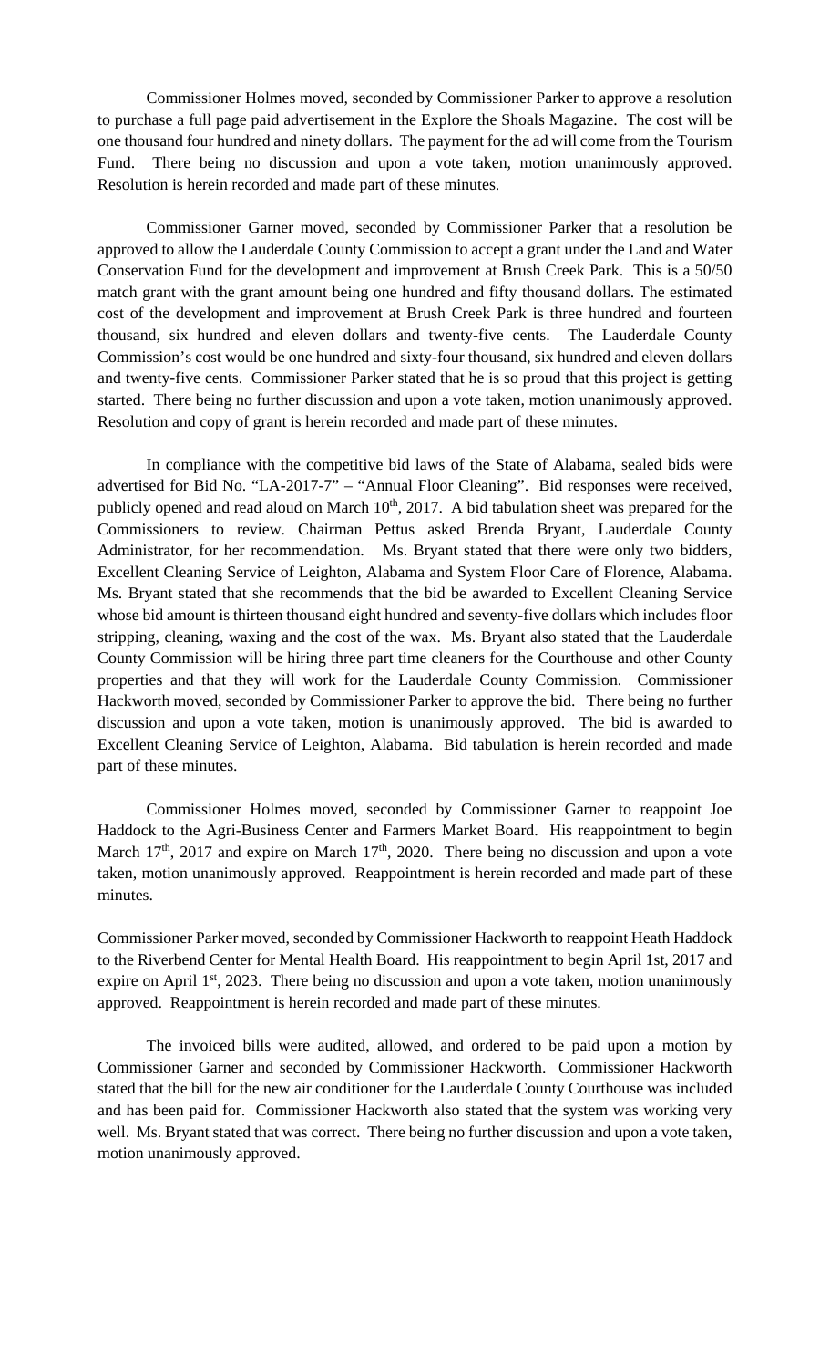Commissioner Holmes moved, seconded by Commissioner Parker to approve a resolution to purchase a full page paid advertisement in the Explore the Shoals Magazine. The cost will be one thousand four hundred and ninety dollars. The payment for the ad will come from the Tourism Fund. There being no discussion and upon a vote taken, motion unanimously approved. Resolution is herein recorded and made part of these minutes.

Commissioner Garner moved, seconded by Commissioner Parker that a resolution be approved to allow the Lauderdale County Commission to accept a grant under the Land and Water Conservation Fund for the development and improvement at Brush Creek Park. This is a 50/50 match grant with the grant amount being one hundred and fifty thousand dollars. The estimated cost of the development and improvement at Brush Creek Park is three hundred and fourteen thousand, six hundred and eleven dollars and twenty-five cents. The Lauderdale County Commission's cost would be one hundred and sixty-four thousand, six hundred and eleven dollars and twenty-five cents. Commissioner Parker stated that he is so proud that this project is getting started. There being no further discussion and upon a vote taken, motion unanimously approved. Resolution and copy of grant is herein recorded and made part of these minutes.

In compliance with the competitive bid laws of the State of Alabama, sealed bids were advertised for Bid No. "LA-2017-7" – "Annual Floor Cleaning". Bid responses were received, publicly opened and read aloud on March 10th, 2017. A bid tabulation sheet was prepared for the Commissioners to review. Chairman Pettus asked Brenda Bryant, Lauderdale County Administrator, for her recommendation. Ms. Bryant stated that there were only two bidders, Excellent Cleaning Service of Leighton, Alabama and System Floor Care of Florence, Alabama. Ms. Bryant stated that she recommends that the bid be awarded to Excellent Cleaning Service whose bid amount is thirteen thousand eight hundred and seventy-five dollars which includes floor stripping, cleaning, waxing and the cost of the wax. Ms. Bryant also stated that the Lauderdale County Commission will be hiring three part time cleaners for the Courthouse and other County properties and that they will work for the Lauderdale County Commission. Commissioner Hackworth moved, seconded by Commissioner Parker to approve the bid. There being no further discussion and upon a vote taken, motion is unanimously approved. The bid is awarded to Excellent Cleaning Service of Leighton, Alabama. Bid tabulation is herein recorded and made part of these minutes.

Commissioner Holmes moved, seconded by Commissioner Garner to reappoint Joe Haddock to the Agri-Business Center and Farmers Market Board. His reappointment to begin March 17th, 2017 and expire on March 17th, 2020. There being no discussion and upon a vote taken, motion unanimously approved. Reappointment is herein recorded and made part of these minutes.

Commissioner Parker moved, seconded by Commissioner Hackworth to reappoint Heath Haddock to the Riverbend Center for Mental Health Board. His reappointment to begin April 1st, 2017 and expire on April 1st, 2023. There being no discussion and upon a vote taken, motion unanimously approved. Reappointment is herein recorded and made part of these minutes.

The invoiced bills were audited, allowed, and ordered to be paid upon a motion by Commissioner Garner and seconded by Commissioner Hackworth. Commissioner Hackworth stated that the bill for the new air conditioner for the Lauderdale County Courthouse was included and has been paid for. Commissioner Hackworth also stated that the system was working very well. Ms. Bryant stated that was correct. There being no further discussion and upon a vote taken, motion unanimously approved.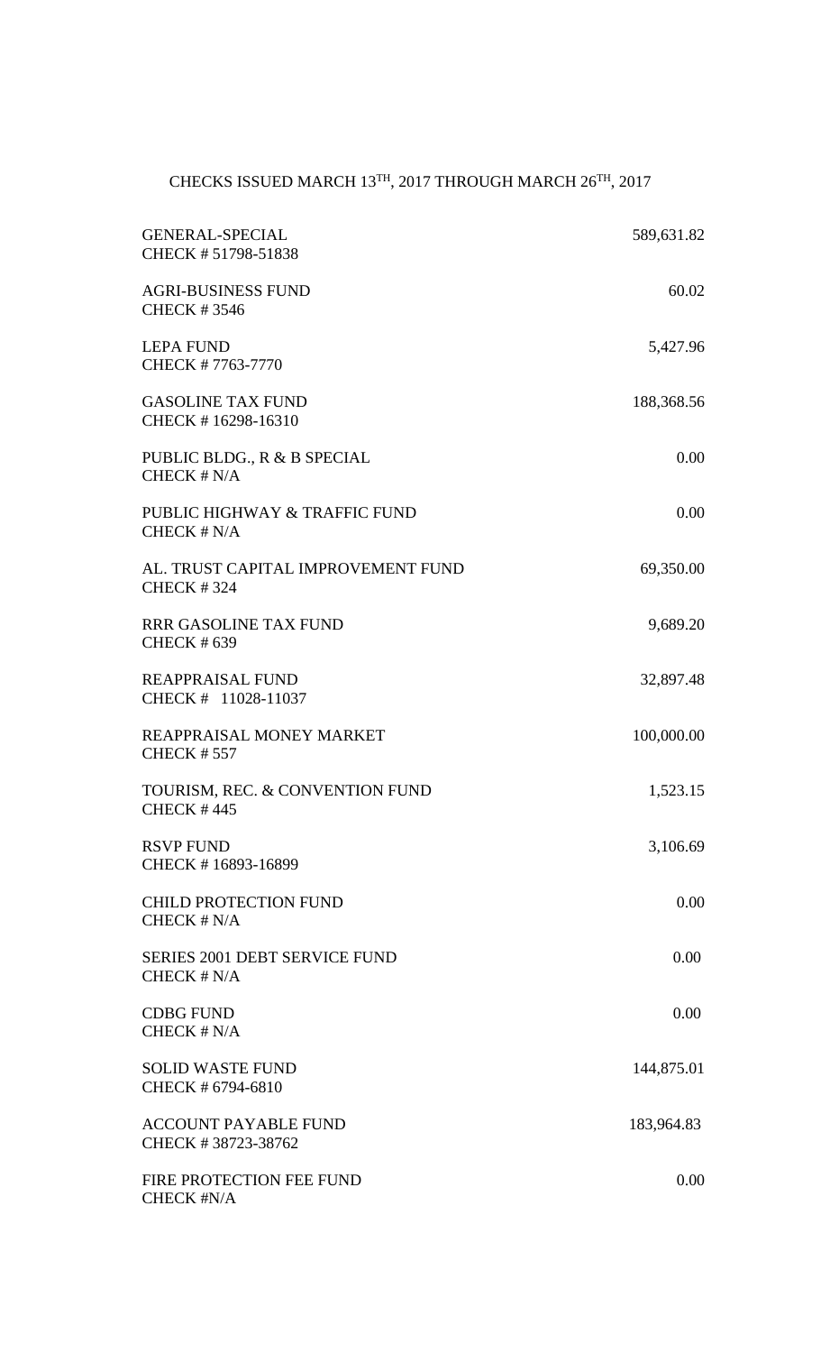CHECKS ISSUED MARCH 13TH, 2017 THROUGH MARCH 26TH, 2017

| | |
|---|---|
| GENERAL-SPECIAL<br>CHECK # 51798-51838 | 589,631.82 |
| AGRI-BUSINESS FUND<br>CHECK # 3546 | 60.02 |
| LEPA FUND<br>CHECK # 7763-7770 | 5,427.96 |
| GASOLINE TAX FUND<br>CHECK # 16298-16310 | 188,368.56 |
| PUBLIC BLDG., R & B SPECIAL<br>CHECK # N/A | 0.00 |
| PUBLIC HIGHWAY & TRAFFIC FUND<br>CHECK # N/A | 0.00 |
| AL. TRUST CAPITAL IMPROVEMENT FUND<br>CHECK # 324 | 69,350.00 |
| RRR GASOLINE TAX FUND<br>CHECK # 639 | 9,689.20 |
| REAPPRAISAL FUND<br>CHECK # 11028-11037 | 32,897.48 |
| REAPPRAISAL MONEY MARKET<br>CHECK # 557 | 100,000.00 |
| TOURISM, REC. & CONVENTION FUND<br>CHECK # 445 | 1,523.15 |
| RSVP FUND<br>CHECK # 16893-16899 | 3,106.69 |
| CHILD PROTECTION FUND<br>CHECK # N/A | 0.00 |
| SERIES 2001 DEBT SERVICE FUND<br>CHECK # N/A | 0.00 |
| CDBG FUND<br>CHECK # N/A | 0.00 |
| SOLID WASTE FUND<br>CHECK # 6794-6810 | 144,875.01 |
| ACCOUNT PAYABLE FUND<br>CHECK # 38723-38762 | 183,964.83 |
| FIRE PROTECTION FEE FUND<br>CHECK #N/A | 0.00 |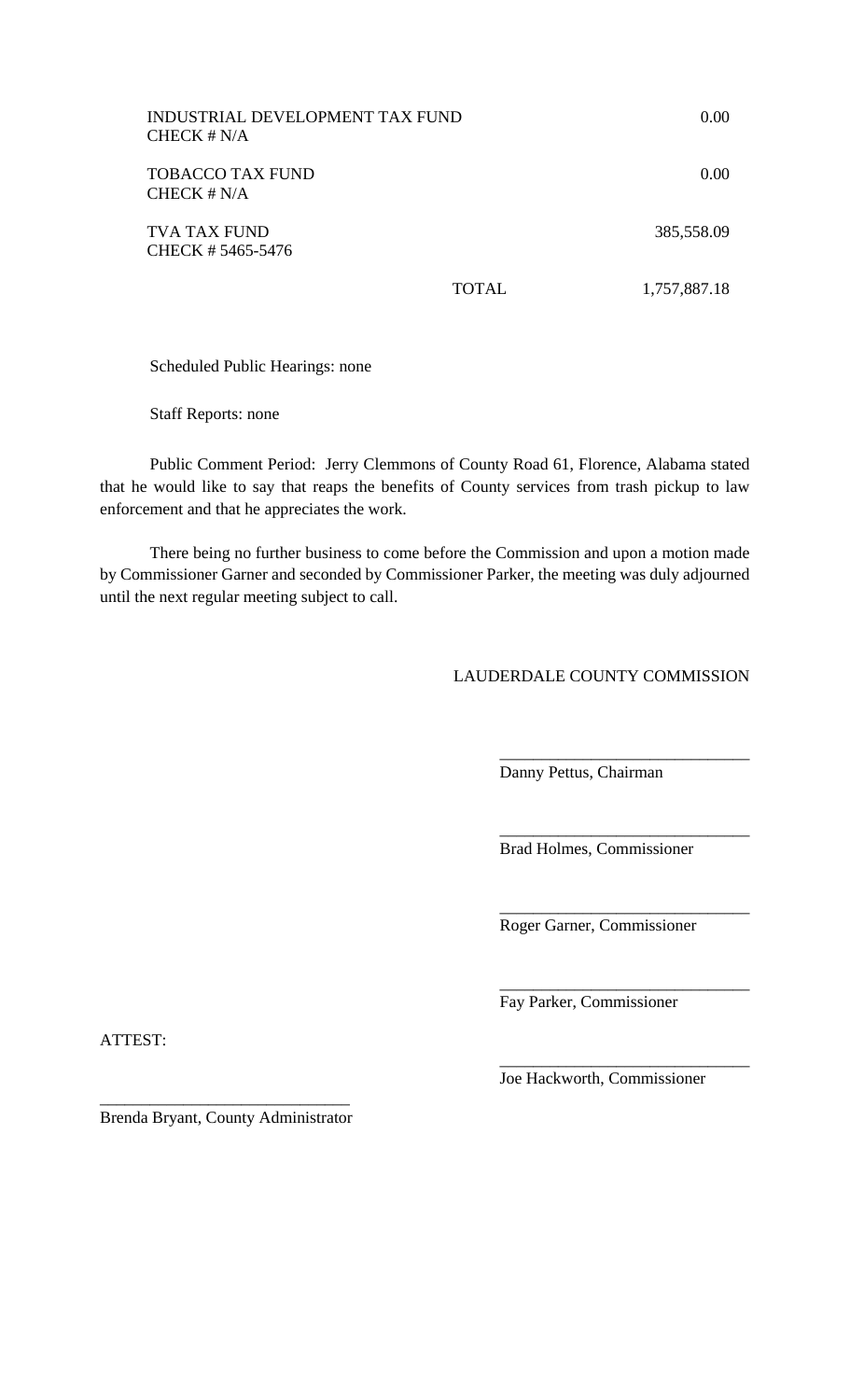| | | |
|---|---|---|
| INDUSTRIAL DEVELOPMENT TAX FUND<br>CHECK # N/A | | 0.00 |
| TOBACCO TAX FUND<br>CHECK # N/A | | 0.00 |
| TVA TAX FUND<br>CHECK # 5465-5476 | | 385,558.09 |
| | TOTAL | 1,757,887.18 |

Scheduled Public Hearings: none

Staff Reports: none

Public Comment Period: Jerry Clemmons of County Road 61, Florence, Alabama stated that he would like to say that reaps the benefits of County services from trash pickup to law enforcement and that he appreciates the work.

There being no further business to come before the Commission and upon a motion made by Commissioner Garner and seconded by Commissioner Parker, the meeting was duly adjourned until the next regular meeting subject to call.

LAUDERDALE COUNTY COMMISSION

______________________________
Danny Pettus, Chairman

______________________________
Brad Holmes, Commissioner

______________________________
Roger Garner, Commissioner

______________________________
Fay Parker, Commissioner

______________________________
Joe Hackworth, Commissioner

ATTEST:

______________________________
Brenda Bryant, County Administrator